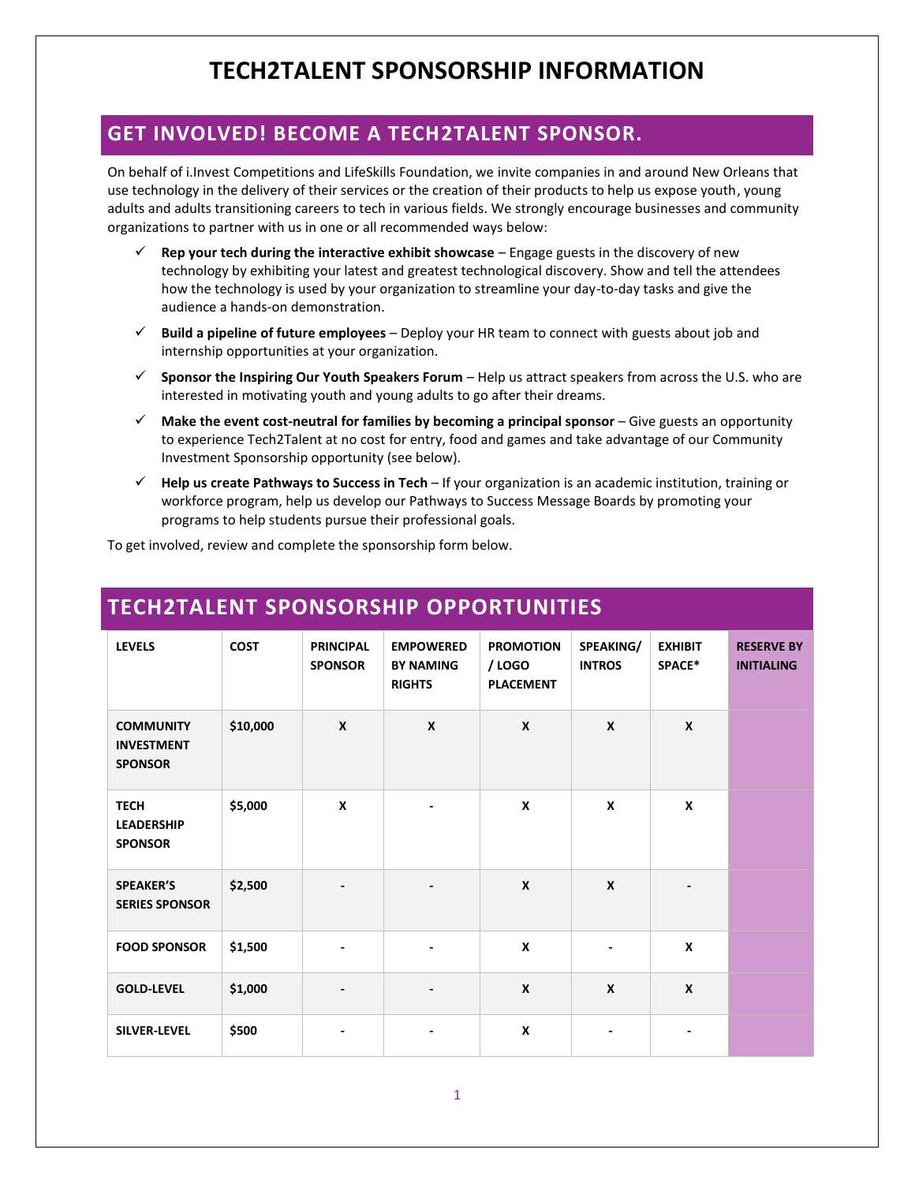# TECH2TALENT SPONSORSHIP INFORMATION

## GET INVOLVED! BECOME A TECH2TALENT SPONSOR.

On behalf of i.Invest Competitions and LifeSkills Foundation, we invite companies in and around New Orleans that use technology in the delivery of their services or the creation of their products to help us expose youth, young adults and adults transitioning careers to tech in various fields. We strongly encourage businesses and community organizations to partner with us in one or all recommended ways below:

- ✓ **Rep your tech during the interactive exhibit showcase** – Engage guests in the discovery of new technology by exhibiting your latest and greatest technological discovery. Show and tell the attendees how the technology is used by your organization to streamline your day-to-day tasks and give the audience a hands-on demonstration.
- ✓ **Build a pipeline of future employees** – Deploy your HR team to connect with guests about job and internship opportunities at your organization.
- ✓ **Sponsor the Inspiring Our Youth Speakers Forum** – Help us attract speakers from across the U.S. who are interested in motivating youth and young adults to go after their dreams.
- ✓ **Make the event cost-neutral for families by becoming a principal sponsor** – Give guests an opportunity to experience Tech2Talent at no cost for entry, food and games and take advantage of our Community Investment Sponsorship opportunity (see below).
- ✓ **Help us create Pathways to Success in Tech** – If your organization is an academic institution, training or workforce program, help us develop our Pathways to Success Message Boards by promoting your programs to help students pursue their professional goals.

To get involved, review and complete the sponsorship form below.

## TECH2TALENT SPONSORSHIP OPPORTUNITIES

| LEVELS | COST | PRINCIPAL SPONSOR | EMPOWERED BY NAMING RIGHTS | PROMOTION / LOGO PLACEMENT | SPEAKING/ INTROS | EXHIBIT SPACE* | RESERVE BY INITIALING |
|---|---|---|---|---|---|---|---|
| COMMUNITY INVESTMENT SPONSOR | $10,000 | X | X | X | X | X | |
| TECH LEADERSHIP SPONSOR | $5,000 | X | - | X | X | X | |
| SPEAKER'S SERIES SPONSOR | $2,500 | - | - | X | X | - | |
| FOOD SPONSOR | $1,500 | - | - | X | - | X | |
| GOLD-LEVEL | $1,000 | - | - | X | X | X | |
| SILVER-LEVEL | $500 | - | - | X | - | - | |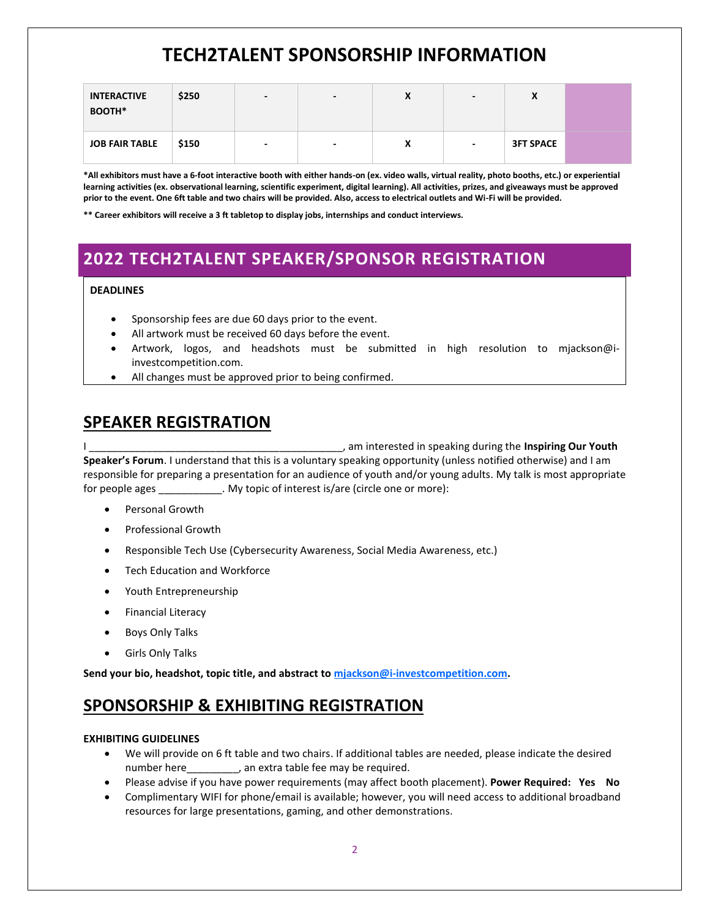# TECH2TALENT SPONSORSHIP INFORMATION

| | | | | | | | |
|---|---|---|---|---|---|---|---|
| **INTERACTIVE BOOTH*** | **$250** | - | - | **X** | - | **X** | |
| **JOB FAIR TABLE** | **$150** | - | - | **X** | - | **3FT SPACE** | |

***All exhibitors must have a 6-foot interactive booth with either hands-on (ex. video walls, virtual reality, photo booths, etc.) or experiential learning activities (ex. observational learning, scientific experiment, digital learning). All activities, prizes, and giveaways must be approved prior to the event. One 6ft table and two chairs will be provided. Also, access to electrical outlets and Wi-Fi will be provided.**

**** Career exhibitors will receive a 3 ft tabletop to display jobs, internships and conduct interviews.**

## 2022 TECH2TALENT SPEAKER/SPONSOR REGISTRATION

**DEADLINES**

- Sponsorship fees are due 60 days prior to the event.
- All artwork must be received 60 days before the event.
- Artwork, logos, and headshots must be submitted in high resolution to mjackson@i-investcompetition.com.
- All changes must be approved prior to being confirmed.

## SPEAKER REGISTRATION

I ____________________________________________, am interested in speaking during the **Inspiring Our Youth Speaker's Forum**. I understand that this is a voluntary speaking opportunity (unless notified otherwise) and I am responsible for preparing a presentation for an audience of youth and/or young adults. My talk is most appropriate for people ages ___________. My topic of interest is/are (circle one or more):

- Personal Growth
- Professional Growth
- Responsible Tech Use (Cybersecurity Awareness, Social Media Awareness, etc.)
- Tech Education and Workforce
- Youth Entrepreneurship
- Financial Literacy
- Boys Only Talks
- Girls Only Talks

**Send your bio, headshot, topic title, and abstract to mjackson@i-investcompetition.com.**

## SPONSORSHIP & EXHIBITING REGISTRATION

**EXHIBITING GUIDELINES**

- We will provide on 6 ft table and two chairs. If additional tables are needed, please indicate the desired number here_________, an extra table fee may be required.
- Please advise if you have power requirements (may affect booth placement). **Power Required: Yes No**
- Complimentary WIFI for phone/email is available; however, you will need access to additional broadband resources for large presentations, gaming, and other demonstrations.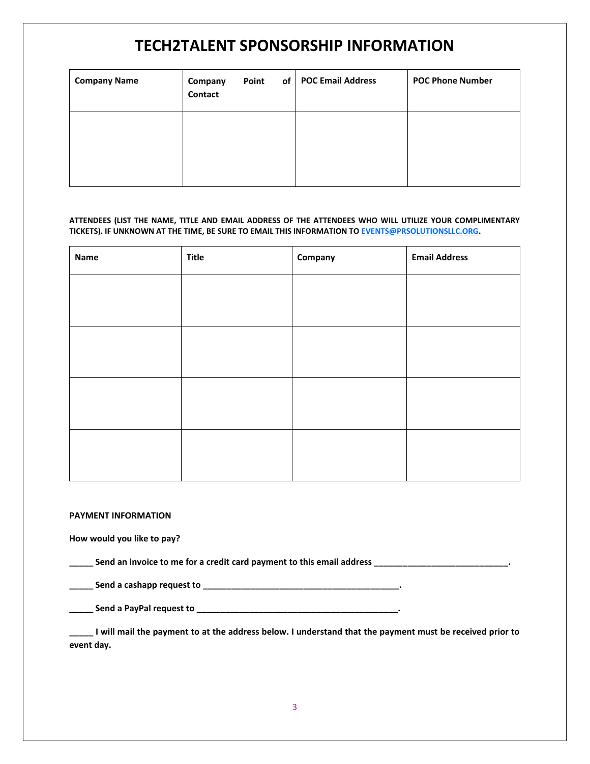# TECH2TALENT SPONSORSHIP INFORMATION

| Company Name | Company Point of Contact | POC Email Address | POC Phone Number |
| --- | --- | --- | --- |
| | | | |

**ATTENDEES (LIST THE NAME, TITLE AND EMAIL ADDRESS OF THE ATTENDEES WHO WILL UTILIZE YOUR COMPLIMENTARY TICKETS). IF UNKNOWN AT THE TIME, BE SURE TO EMAIL THIS INFORMATION TO [EVENTS@PRSOLUTIONSLLC.ORG](mailto:EVENTS@PRSOLUTIONSLLC.ORG).**

| Name | Title | Company | Email Address |
| --- | --- | --- | --- |
| | | | |
| | | | |
| | | | |
| | | | |

**PAYMENT INFORMATION**

**How would you like to pay?**

**_____ Send an invoice to me for a credit card payment to this email address ____________________________.**

**_____ Send a cashapp request to __________________________________________.**

**_____ Send a PayPal request to ___________________________________________.**

**_____ I will mail the payment to at the address below. I understand that the payment must be received prior to event day.**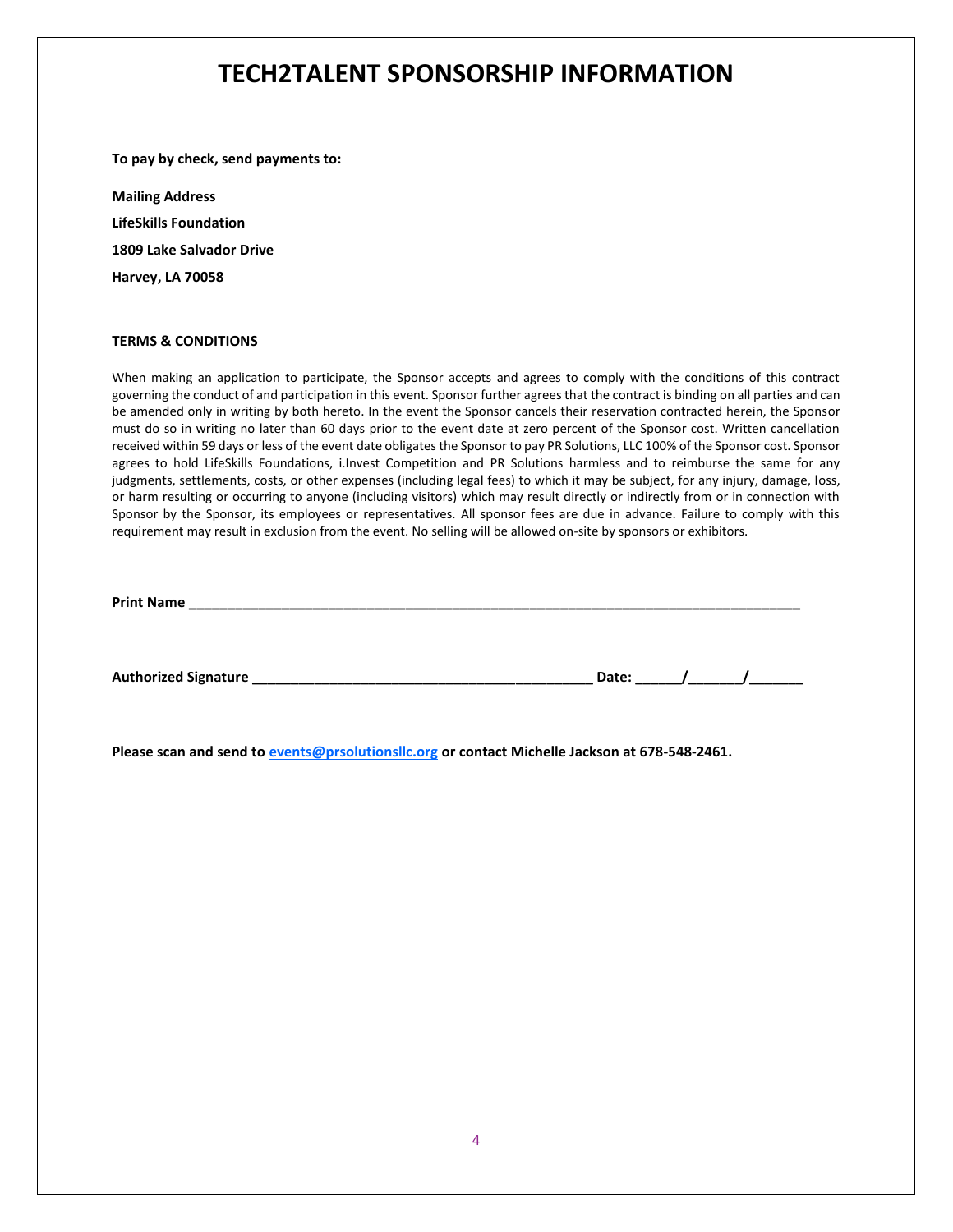# TECH2TALENT SPONSORSHIP INFORMATION

**To pay by check, send payments to:**

**Mailing Address**

**LifeSkills Foundation**

**1809 Lake Salvador Drive**

**Harvey, LA 70058**

**TERMS & CONDITIONS**

When making an application to participate, the Sponsor accepts and agrees to comply with the conditions of this contract governing the conduct of and participation in this event. Sponsor further agrees that the contract is binding on all parties and can be amended only in writing by both hereto. In the event the Sponsor cancels their reservation contracted herein, the Sponsor must do so in writing no later than 60 days prior to the event date at zero percent of the Sponsor cost. Written cancellation received within 59 days or less of the event date obligates the Sponsor to pay PR Solutions, LLC 100% of the Sponsor cost. Sponsor agrees to hold LifeSkills Foundations, i.Invest Competition and PR Solutions harmless and to reimburse the same for any judgments, settlements, costs, or other expenses (including legal fees) to which it may be subject, for any injury, damage, loss, or harm resulting or occurring to anyone (including visitors) which may result directly or indirectly from or in connection with Sponsor by the Sponsor, its employees or representatives. All sponsor fees are due in advance. Failure to comply with this requirement may result in exclusion from the event. No selling will be allowed on-site by sponsors or exhibitors.

**Print Name ________________________________________________________________________________**

**Authorized Signature ____________________________________________ Date: ______/_______/_______**

**Please scan and send to events@prsolutionsllc.org or contact Michelle Jackson at 678-548-2461.**